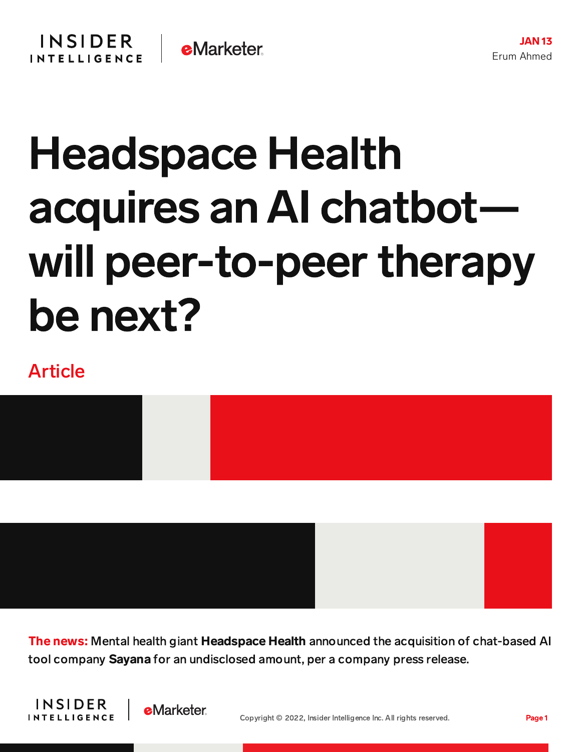JAN 13
Erum Ahmed

# Headspace Health acquires an AI chatbot—will peer-to-peer therapy be next?

Article

**The news:** Mental health giant **Headspace Health** announced the acquisition of chat-based AI tool company **Sayana** for an undisclosed amount, per a company press release.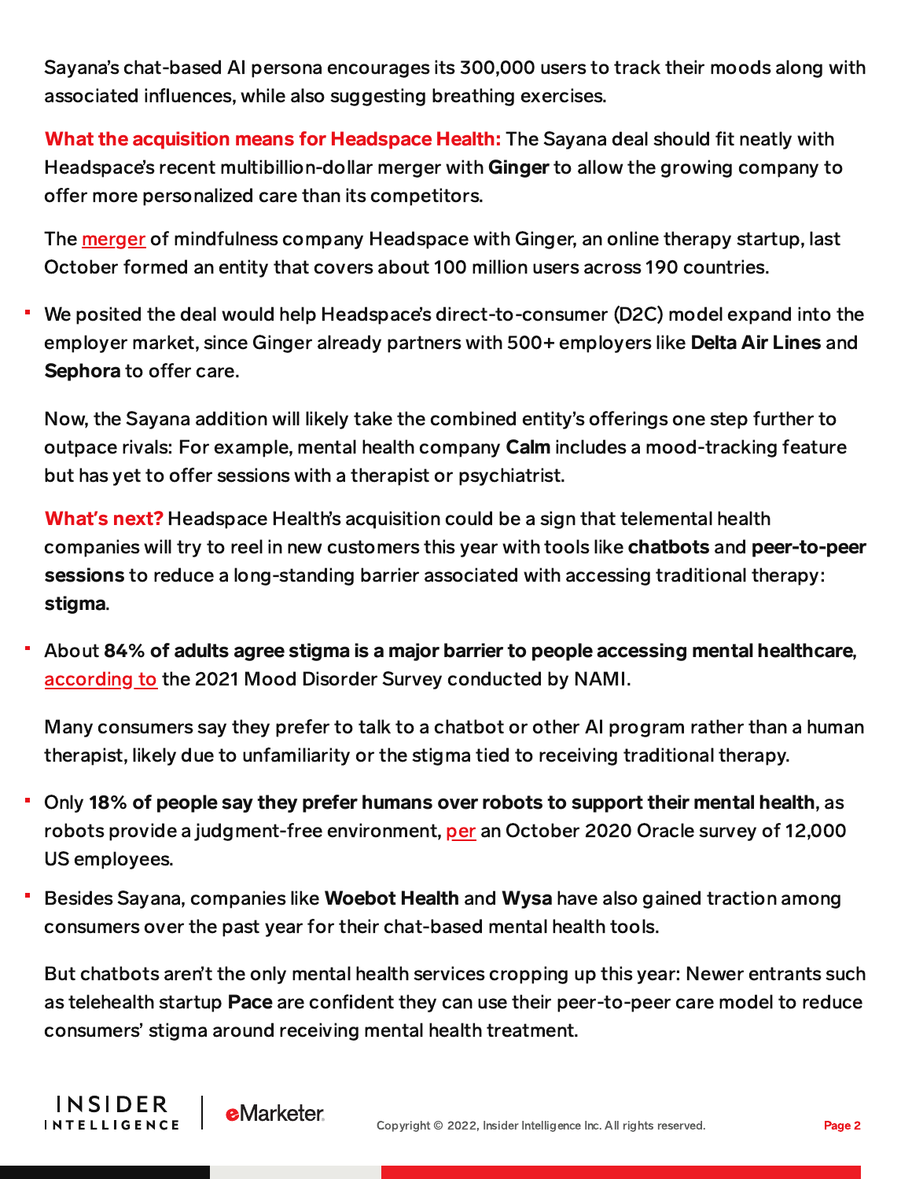Sayana's chat-based AI persona encourages its 300,000 users to track their moods along with associated influences, while also suggesting breathing exercises.

**What the acquisition means for Headspace Health:** The Sayana deal should fit neatly with Headspace's recent multibillion-dollar merger with **Ginger** to allow the growing company to offer more personalized care than its competitors.

The merger of mindfulness company Headspace with Ginger, an online therapy startup, last October formed an entity that covers about 100 million users across 190 countries.

- We posited the deal would help Headspace's direct-to-consumer (D2C) model expand into the employer market, since Ginger already partners with 500+ employers like **Delta Air Lines** and **Sephora** to offer care.

Now, the Sayana addition will likely take the combined entity's offerings one step further to outpace rivals: For example, mental health company **Calm** includes a mood-tracking feature but has yet to offer sessions with a therapist or psychiatrist.

**What's next?** Headspace Health's acquisition could be a sign that telemental health companies will try to reel in new customers this year with tools like **chatbots** and **peer-to-peer sessions** to reduce a long-standing barrier associated with accessing traditional therapy: **stigma**.

- About **84% of adults agree stigma is a major barrier to people accessing mental healthcare**, according to the 2021 Mood Disorder Survey conducted by NAMI.

Many consumers say they prefer to talk to a chatbot or other AI program rather than a human therapist, likely due to unfamiliarity or the stigma tied to receiving traditional therapy.

- Only **18% of people say they prefer humans over robots to support their mental health**, as robots provide a judgment-free environment, per an October 2020 Oracle survey of 12,000 US employees.
- Besides Sayana, companies like **Woebot Health** and **Wysa** have also gained traction among consumers over the past year for their chat-based mental health tools.

But chatbots aren't the only mental health services cropping up this year: Newer entrants such as telehealth startup **Pace** are confident they can use their peer-to-peer care model to reduce consumers' stigma around receiving mental health treatment.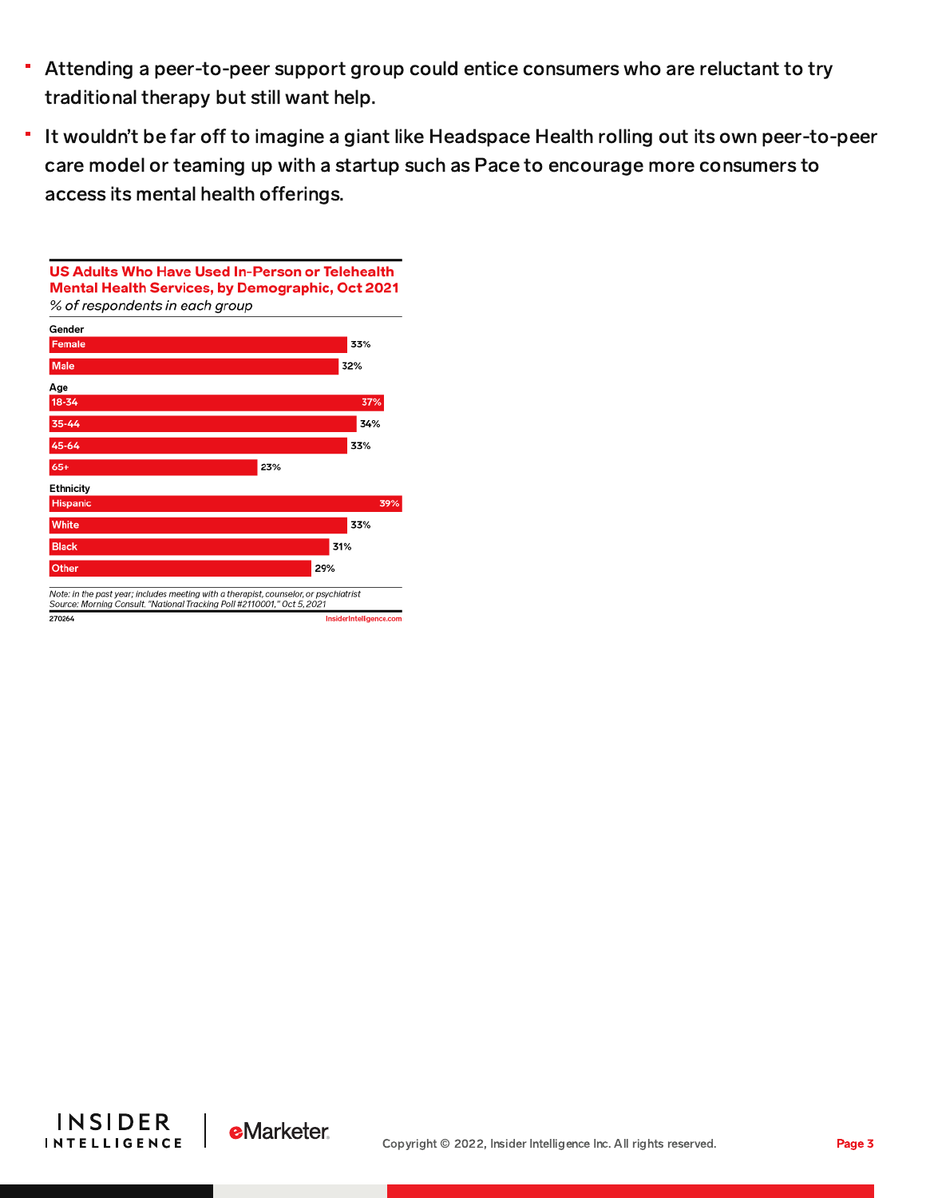- Attending a peer-to-peer support group could entice consumers who are reluctant to try traditional therapy but still want help.
- It wouldn't be far off to imagine a giant like Headspace Health rolling out its own peer-to-peer care model or teaming up with a startup such as Pace to encourage more consumers to access its mental health offerings.

**US Adults Who Have Used In-Person or Telehealth Mental Health Services, by Demographic, Oct 2021**

*% of respondents in each group*

Gender
Female 33%
Male 32%

Age
18-34 37%
35-44 34%
45-64 33%
65+ 23%

Ethnicity
Hispanic 39%
White 33%
Black 31%
Other 29%

*Note: in the past year; includes meeting with a therapist, counselor, or psychiatrist*
*Source: Morning Consult, "National Tracking Poll #2110001," Oct 5, 2021*

270264

InsiderIntelligence.com